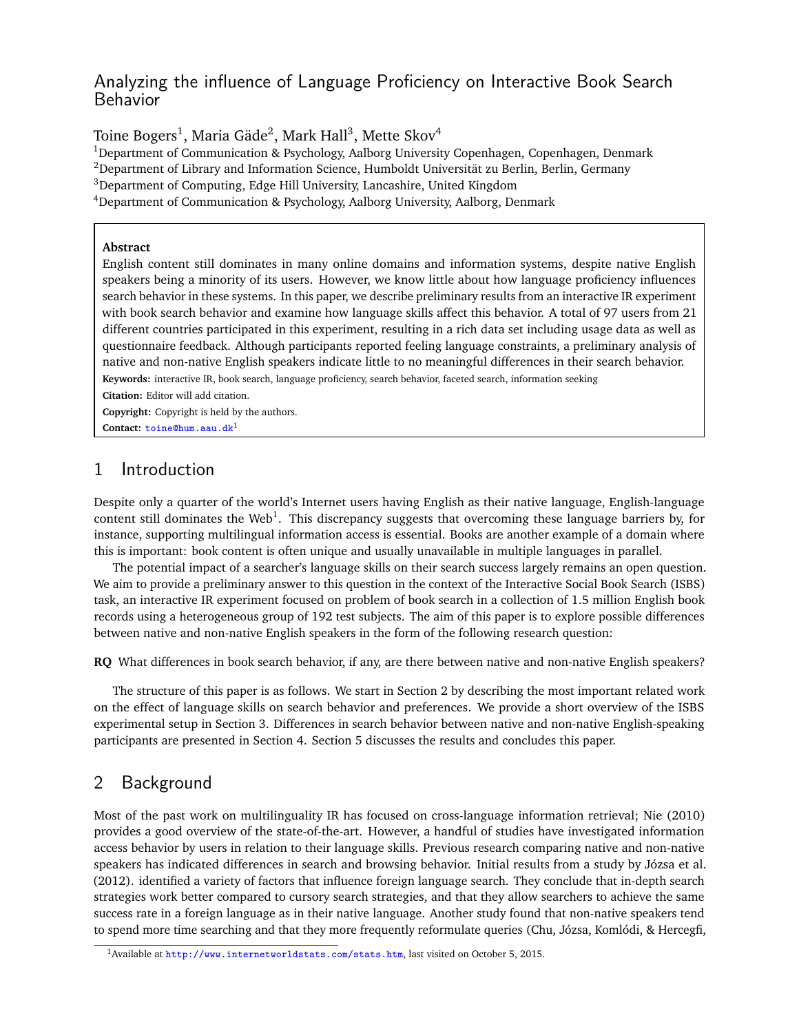# Analyzing the influence of Language Proficiency on Interactive Book Search Behavior

Toine Bogers[1], Maria Gäde[2], Mark Hall[3], Mette Skov[4]

[1]Department of Communication & Psychology, Aalborg University Copenhagen, Copenhagen, Denmark
[2]Department of Library and Information Science, Humboldt Universität zu Berlin, Berlin, Germany
[3]Department of Computing, Edge Hill University, Lancashire, United Kingdom
[4]Department of Communication & Psychology, Aalborg University, Aalborg, Denmark

**Abstract**
English content still dominates in many online domains and information systems, despite native English speakers being a minority of its users. However, we know little about how language proficiency influences search behavior in these systems. In this paper, we describe preliminary results from an interactive IR experiment with book search behavior and examine how language skills affect this behavior. A total of 97 users from 21 different countries participated in this experiment, resulting in a rich data set including usage data as well as questionnaire feedback. Although participants reported feeling language constraints, a preliminary analysis of native and non-native English speakers indicate little to no meaningful differences in their search behavior.

**Keywords:** interactive IR, book search, language proficiency, search behavior, faceted search, information seeking

**Citation:** Editor will add citation.

**Copyright:** Copyright is held by the authors.

**Contact:** toine@hum.aau.dk[1]

## 1 Introduction

Despite only a quarter of the world's Internet users having English as their native language, English-language content still dominates the Web[1]. This discrepancy suggests that overcoming these language barriers by, for instance, supporting multilingual information access is essential. Books are another example of a domain where this is important: book content is often unique and usually unavailable in multiple languages in parallel.

The potential impact of a searcher's language skills on their search success largely remains an open question. We aim to provide a preliminary answer to this question in the context of the Interactive Social Book Search (ISBS) task, an interactive IR experiment focused on problem of book search in a collection of 1.5 million English book records using a heterogeneous group of 192 test subjects. The aim of this paper is to explore possible differences between native and non-native English speakers in the form of the following research question:

**RQ** What differences in book search behavior, if any, are there between native and non-native English speakers?

The structure of this paper is as follows. We start in Section 2 by describing the most important related work on the effect of language skills on search behavior and preferences. We provide a short overview of the ISBS experimental setup in Section 3. Differences in search behavior between native and non-native English-speaking participants are presented in Section 4. Section 5 discusses the results and concludes this paper.

## 2 Background

Most of the past work on multilinguality IR has focused on cross-language information retrieval; Nie (2010) provides a good overview of the state-of-the-art. However, a handful of studies have investigated information access behavior by users in relation to their language skills. Previous research comparing native and non-native speakers has indicated differences in search and browsing behavior. Initial results from a study by Józsa et al. (2012). identified a variety of factors that influence foreign language search. They conclude that in-depth search strategies work better compared to cursory search strategies, and that they allow searchers to achieve the same success rate in a foreign language as in their native language. Another study found that non-native speakers tend to spend more time searching and that they more frequently reformulate queries (Chu, Józsa, Komlódi, & Hercegfi,

[1]Available at http://www.internetworldstats.com/stats.htm, last visited on October 5, 2015.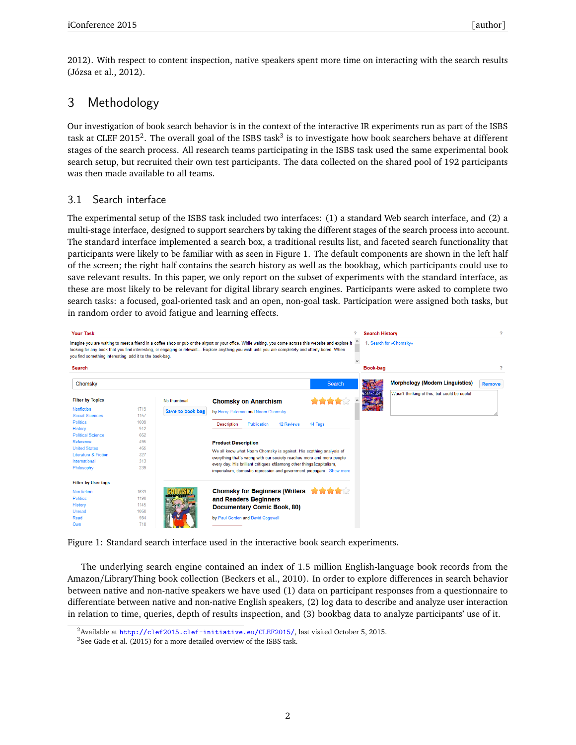2012). With respect to content inspection, native speakers spent more time on interacting with the search results (Józsa et al., 2012).

## 3 Methodology

Our investigation of book search behavior is in the context of the interactive IR experiments run as part of the ISBS task at CLEF 2015[2]. The overall goal of the ISBS task[3] is to investigate how book searchers behave at different stages of the search process. All research teams participating in the ISBS task used the same experimental book search setup, but recruited their own test participants. The data collected on the shared pool of 192 participants was then made available to all teams.

### 3.1 Search interface

The experimental setup of the ISBS task included two interfaces: (1) a standard Web search interface, and (2) a multi-stage interface, designed to support searchers by taking the different stages of the search process into account. The standard interface implemented a search box, a traditional results list, and faceted search functionality that participants were likely to be familiar with as seen in Figure 1. The default components are shown in the left half of the screen; the right half contains the search history as well as the bookbag, which participants could use to save relevant results. In this paper, we only report on the subset of experiments with the standard interface, as these are most likely to be relevant for digital library search engines. Participants were asked to complete two search tasks: a focused, goal-oriented task and an open, non-goal task. Participation were assigned both tasks, but in random order to avoid fatigue and learning effects.

Figure 1: Standard search interface used in the interactive book search experiments.

The underlying search engine contained an index of 1.5 million English-language book records from the Amazon/LibraryThing book collection (Beckers et al., 2010). In order to explore differences in search behavior between native and non-native speakers we have used (1) data on participant responses from a questionnaire to differentiate between native and non-native English speakers, (2) log data to describe and analyze user interaction in relation to time, queries, depth of results inspection, and (3) bookbag data to analyze participants' use of it.

[2] Available at http://clef2015.clef-initiative.eu/CLEF2015/, last visited October 5, 2015.

[3] See Gäde et al. (2015) for a more detailed overview of the ISBS task.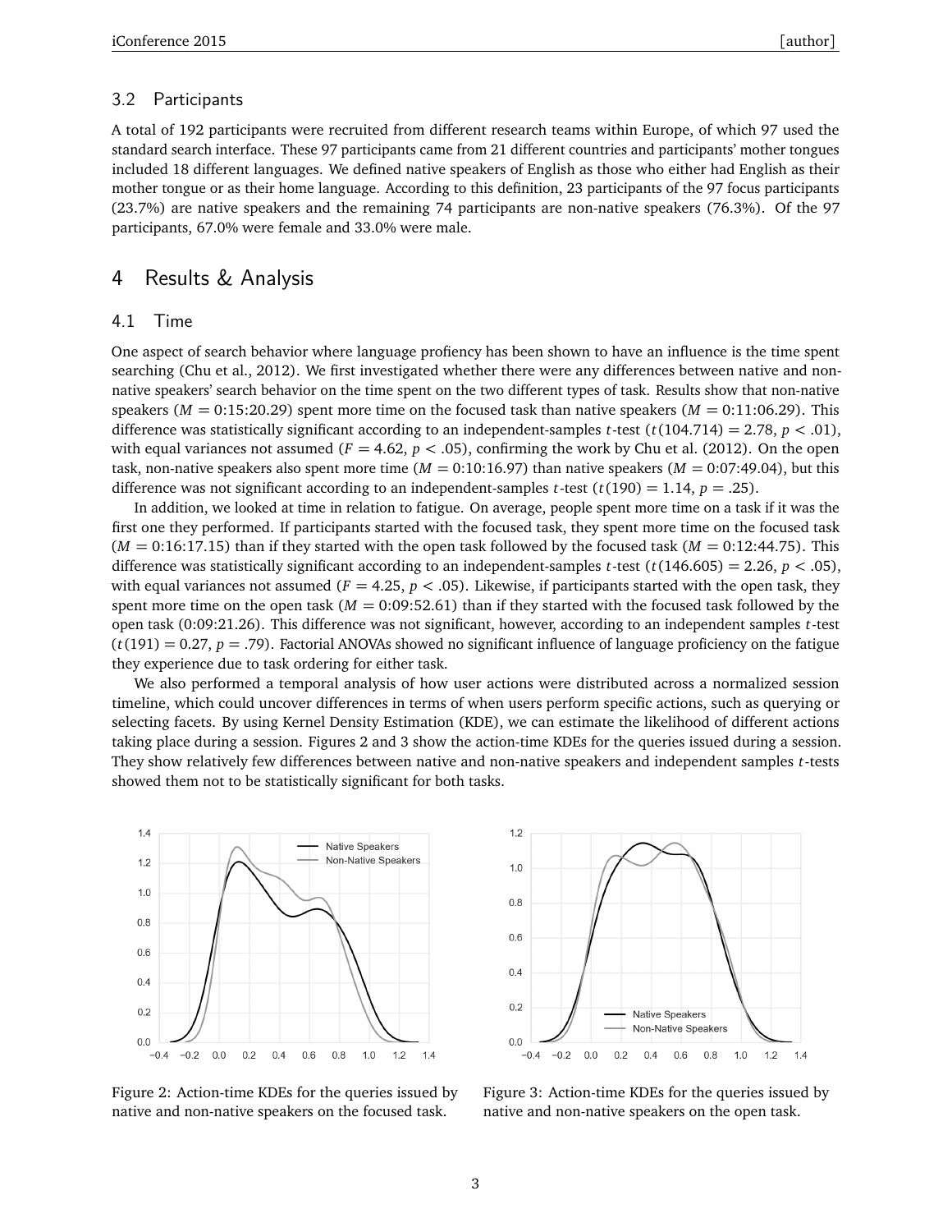### 3.2 Participants

A total of 192 participants were recruited from different research teams within Europe, of which 97 used the standard search interface. These 97 participants came from 21 different countries and participants' mother tongues included 18 different languages. We defined native speakers of English as those who either had English as their mother tongue or as their home language. According to this definition, 23 participants of the 97 focus participants (23.7%) are native speakers and the remaining 74 participants are non-native speakers (76.3%). Of the 97 participants, 67.0% were female and 33.0% were male.

## 4 Results & Analysis

### 4.1 Time

One aspect of search behavior where language profiency has been shown to have an influence is the time spent searching (Chu et al., 2012). We first investigated whether there were any differences between native and non-native speakers' search behavior on the time spent on the two different types of task. Results show that non-native speakers ($M = $ 0:15:20.29) spent more time on the focused task than native speakers ($M = $ 0:11:06.29). This difference was statistically significant according to an independent-samples $t$-test ($t(104.714) = 2.78$, $p < .01$), with equal variances not assumed ($F = 4.62$, $p < .05$), confirming the work by Chu et al. (2012). On the open task, non-native speakers also spent more time ($M = $ 0:10:16.97) than native speakers ($M = $ 0:07:49.04), but this difference was not significant according to an independent-samples $t$-test ($t(190) = 1.14$, $p = .25$).

In addition, we looked at time in relation to fatigue. On average, people spent more time on a task if it was the first one they performed. If participants started with the focused task, they spent more time on the focused task ($M = $ 0:16:17.15) than if they started with the open task followed by the focused task ($M = $ 0:12:44.75). This difference was statistically significant according to an independent-samples $t$-test ($t(146.605) = 2.26$, $p < .05$), with equal variances not assumed ($F = 4.25$, $p < .05$). Likewise, if participants started with the open task, they spent more time on the open task ($M = $ 0:09:52.61) than if they started with the focused task followed by the open task (0:09:21.26). This difference was not significant, however, according to an independent samples $t$-test ($t(191) = 0.27$, $p = .79$). Factorial ANOVAs showed no significant influence of language proficiency on the fatigue they experience due to task ordering for either task.

We also performed a temporal analysis of how user actions were distributed across a normalized session timeline, which could uncover differences in terms of when users perform specific actions, such as querying or selecting facets. By using Kernel Density Estimation (KDE), we can estimate the likelihood of different actions taking place during a session. Figures 2 and 3 show the action-time KDEs for the queries issued during a session. They show relatively few differences between native and non-native speakers and independent samples $t$-tests showed them not to be statistically significant for both tasks.

Figure 2: Action-time KDEs for the queries issued by native and non-native speakers on the focused task.

Figure 3: Action-time KDEs for the queries issued by native and non-native speakers on the open task.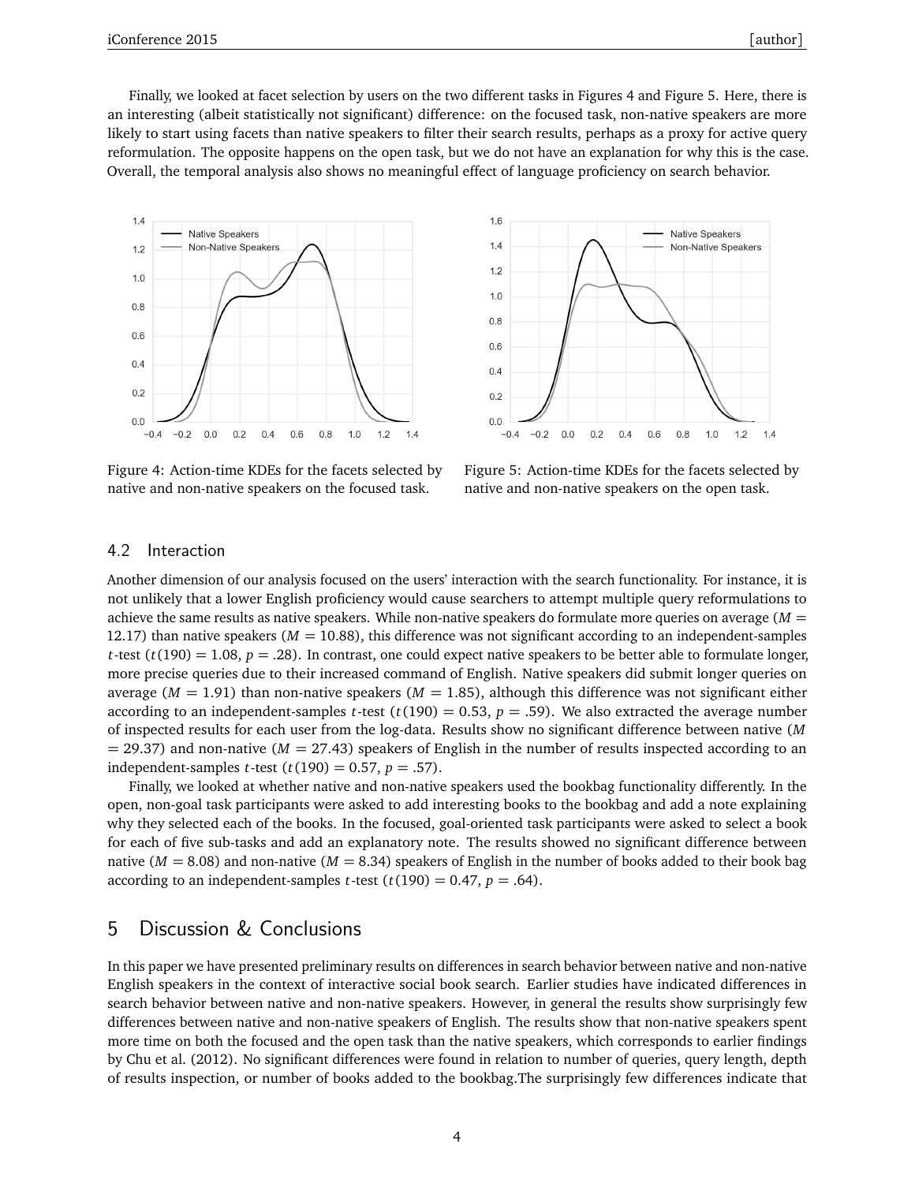Finally, we looked at facet selection by users on the two different tasks in Figures 4 and Figure 5. Here, there is an interesting (albeit statistically not significant) difference: on the focused task, non-native speakers are more likely to start using facets than native speakers to filter their search results, perhaps as a proxy for active query reformulation. The opposite happens on the open task, but we do not have an explanation for why this is the case. Overall, the temporal analysis also shows no meaningful effect of language proficiency on search behavior.

Figure 4: Action-time KDEs for the facets selected by native and non-native speakers on the focused task.

Figure 5: Action-time KDEs for the facets selected by native and non-native speakers on the open task.

### 4.2 Interaction

Another dimension of our analysis focused on the users' interaction with the search functionality. For instance, it is not unlikely that a lower English proficiency would cause searchers to attempt multiple query reformulations to achieve the same results as native speakers. While non-native speakers do formulate more queries on average ($M$ = 12.17) than native speakers ($M$ = 10.88), this difference was not significant according to an independent-samples $t$-test ($t(190) = 1.08$, $p = .28$). In contrast, one could expect native speakers to be better able to formulate longer, more precise queries due to their increased command of English. Native speakers did submit longer queries on average ($M$ = 1.91) than non-native speakers ($M$ = 1.85), although this difference was not significant either according to an independent-samples $t$-test ($t(190) = 0.53$, $p = .59$). We also extracted the average number of inspected results for each user from the log-data. Results show no significant difference between native ($M$ = 29.37) and non-native ($M$ = 27.43) speakers of English in the number of results inspected according to an independent-samples $t$-test ($t(190) = 0.57$, $p = .57$).

Finally, we looked at whether native and non-native speakers used the bookbag functionality differently. In the open, non-goal task participants were asked to add interesting books to the bookbag and add a note explaining why they selected each of the books. In the focused, goal-oriented task participants were asked to select a book for each of five sub-tasks and add an explanatory note. The results showed no significant difference between native ($M$ = 8.08) and non-native ($M$ = 8.34) speakers of English in the number of books added to their book bag according to an independent-samples $t$-test ($t(190) = 0.47$, $p = .64$).

## 5 Discussion & Conclusions

In this paper we have presented preliminary results on differences in search behavior between native and non-native English speakers in the context of interactive social book search. Earlier studies have indicated differences in search behavior between native and non-native speakers. However, in general the results show surprisingly few differences between native and non-native speakers of English. The results show that non-native speakers spent more time on both the focused and the open task than the native speakers, which corresponds to earlier findings by Chu et al. (2012). No significant differences were found in relation to number of queries, query length, depth of results inspection, or number of books added to the bookbag.The surprisingly few differences indicate that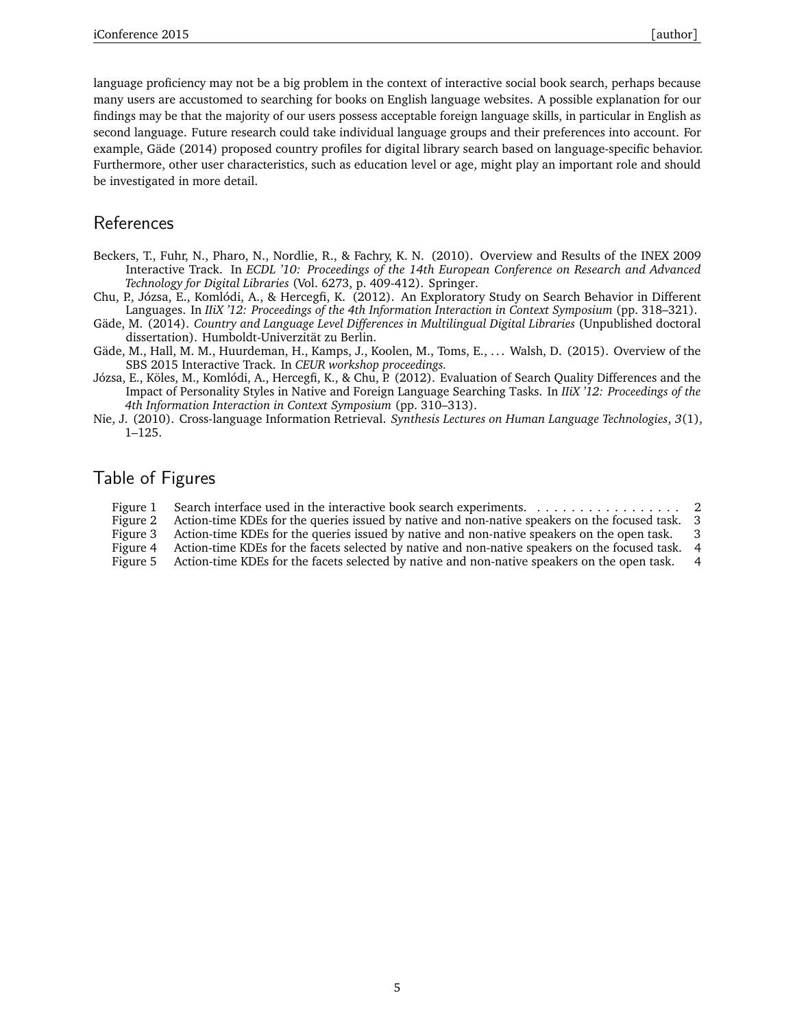language proficiency may not be a big problem in the context of interactive social book search, perhaps because many users are accustomed to searching for books on English language websites. A possible explanation for our findings may be that the majority of our users possess acceptable foreign language skills, in particular in English as second language. Future research could take individual language groups and their preferences into account. For example, Gäde (2014) proposed country profiles for digital library search based on language-specific behavior. Furthermore, other user characteristics, such as education level or age, might play an important role and should be investigated in more detail.

## References

Beckers, T., Fuhr, N., Pharo, N., Nordlie, R., & Fachry, K. N. (2010). Overview and Results of the INEX 2009 Interactive Track. In *ECDL '10: Proceedings of the 14th European Conference on Research and Advanced Technology for Digital Libraries* (Vol. 6273, p. 409-412). Springer.

Chu, P., Józsa, E., Komlódi, A., & Hercegfi, K. (2012). An Exploratory Study on Search Behavior in Different Languages. In *IIiX '12: Proceedings of the 4th Information Interaction in Context Symposium* (pp. 318–321).

Gäde, M. (2014). *Country and Language Level Differences in Multilingual Digital Libraries* (Unpublished doctoral dissertation). Humboldt-Univerzität zu Berlin.

Gäde, M., Hall, M. M., Huurdeman, H., Kamps, J., Koolen, M., Toms, E., ... Walsh, D. (2015). Overview of the SBS 2015 Interactive Track. In *CEUR workshop proceedings.*

Józsa, E., Köles, M., Komlódi, A., Hercegfi, K., & Chu, P. (2012). Evaluation of Search Quality Differences and the Impact of Personality Styles in Native and Foreign Language Searching Tasks. In *IIiX '12: Proceedings of the 4th Information Interaction in Context Symposium* (pp. 310–313).

Nie, J. (2010). Cross-language Information Retrieval. *Synthesis Lectures on Human Language Technologies*, *3*(1), 1–125.

## Table of Figures

Figure 1 Search interface used in the interactive book search experiments. . . . . . . . . . . . . . . . . . 2

Figure 2 Action-time KDEs for the queries issued by native and non-native speakers on the focused task. 3

Figure 3 Action-time KDEs for the queries issued by native and non-native speakers on the open task. 3

Figure 4 Action-time KDEs for the facets selected by native and non-native speakers on the focused task. 4

Figure 5 Action-time KDEs for the facets selected by native and non-native speakers on the open task. 4